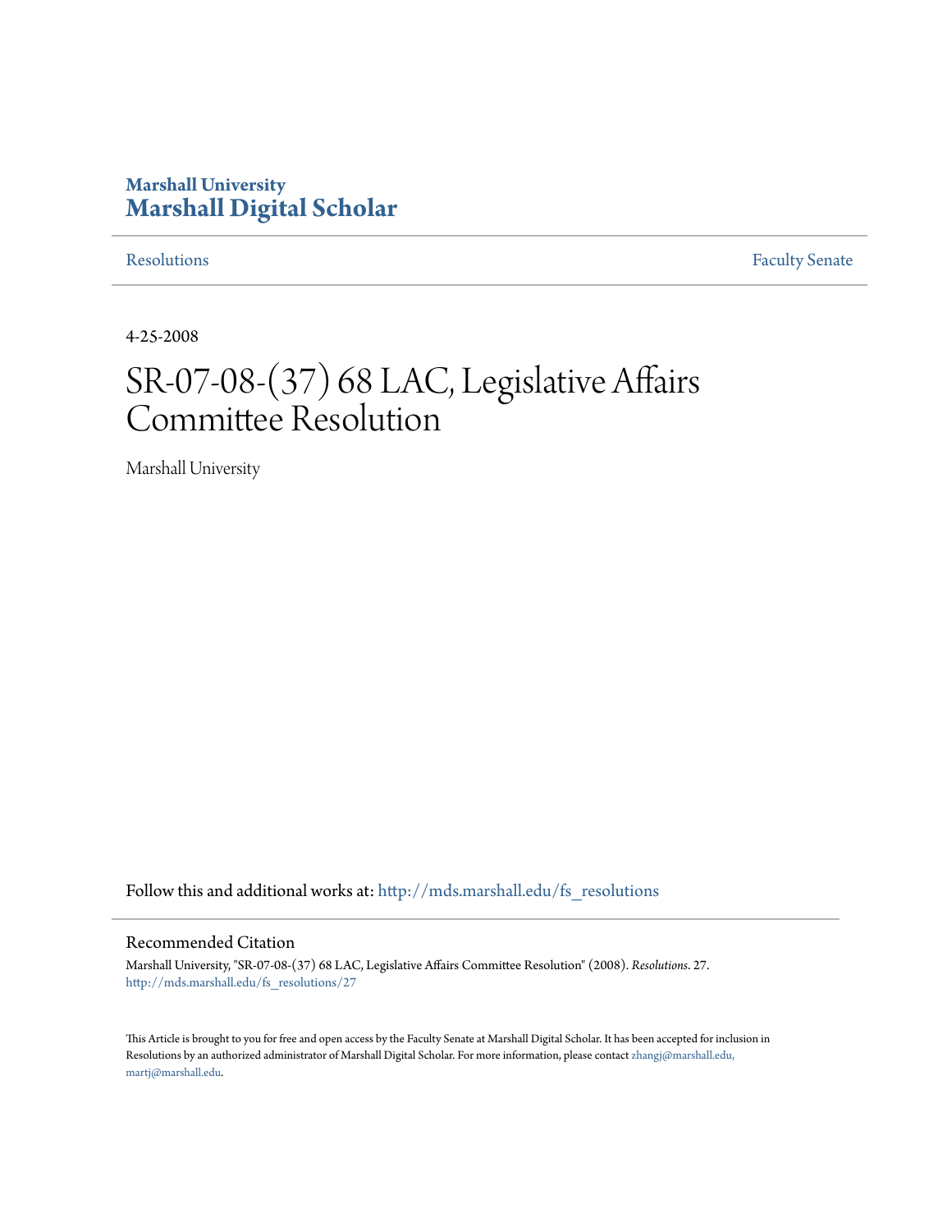Marshall University

# Marshall Digital Scholar

Resolutions | Faculty Senate

4-25-2008

# SR-07-08-(37) 68 LAC, Legislative Affairs Committee Resolution

Marshall University

Follow this and additional works at: http://mds.marshall.edu/fs_resolutions

## Recommended Citation

Marshall University, "SR-07-08-(37) 68 LAC, Legislative Affairs Committee Resolution" (2008). *Resolutions*. 27.
http://mds.marshall.edu/fs_resolutions/27

This Article is brought to you for free and open access by the Faculty Senate at Marshall Digital Scholar. It has been accepted for inclusion in Resolutions by an authorized administrator of Marshall Digital Scholar. For more information, please contact zhangj@marshall.edu, martj@marshall.edu.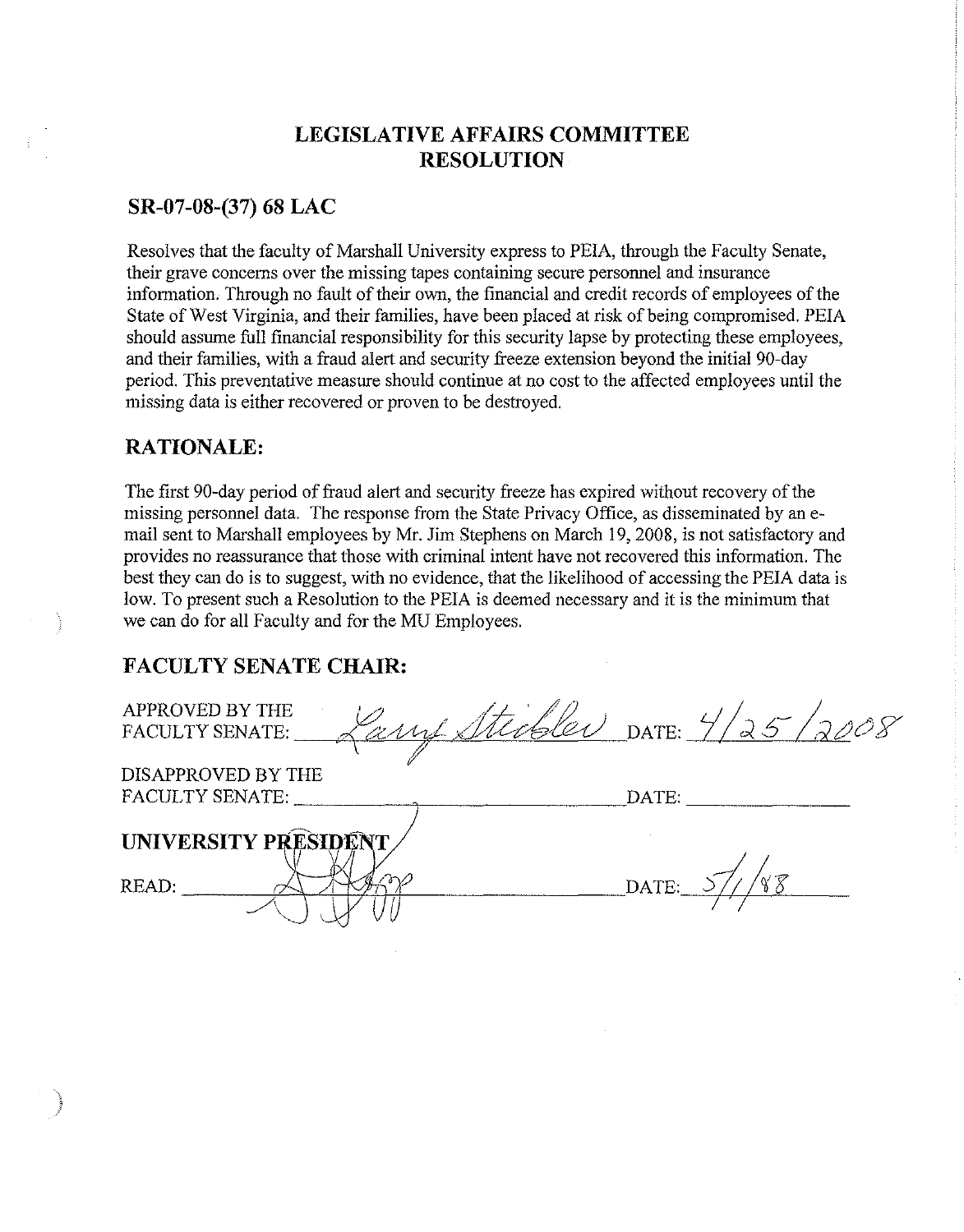# LEGISLATIVE AFFAIRS COMMITTEE RESOLUTION

## SR-07-08-(37) 68 LAC

Resolves that the faculty of Marshall University express to PEIA, through the Faculty Senate, their grave concerns over the missing tapes containing secure personnel and insurance information. Through no fault of their own, the financial and credit records of employees of the State of West Virginia, and their families, have been placed at risk of being compromised. PEIA should assume full financial responsibility for this security lapse by protecting these employees, and their families, with a fraud alert and security freeze extension beyond the initial 90-day period. This preventative measure should continue at no cost to the affected employees until the missing data is either recovered or proven to be destroyed.

## RATIONALE:

The first 90-day period of fraud alert and security freeze has expired without recovery of the missing personnel data. The response from the State Privacy Office, as disseminated by an e-mail sent to Marshall employees by Mr. Jim Stephens on March 19, 2008, is not satisfactory and provides no reassurance that those with criminal intent have not recovered this information. The best they can do is to suggest, with no evidence, that the likelihood of accessing the PEIA data is low. To present such a Resolution to the PEIA is deemed necessary and it is the minimum that we can do for all Faculty and for the MU Employees.

## FACULTY SENATE CHAIR:

APPROVED BY THE FACULTY SENATE: *Larry Stickler* DATE: 4/25/2008

DISAPPROVED BY THE FACULTY SENATE: ____________ DATE: ____________

## UNIVERSITY PRESIDENT

READ: *[signature]* DATE: 5/1/08